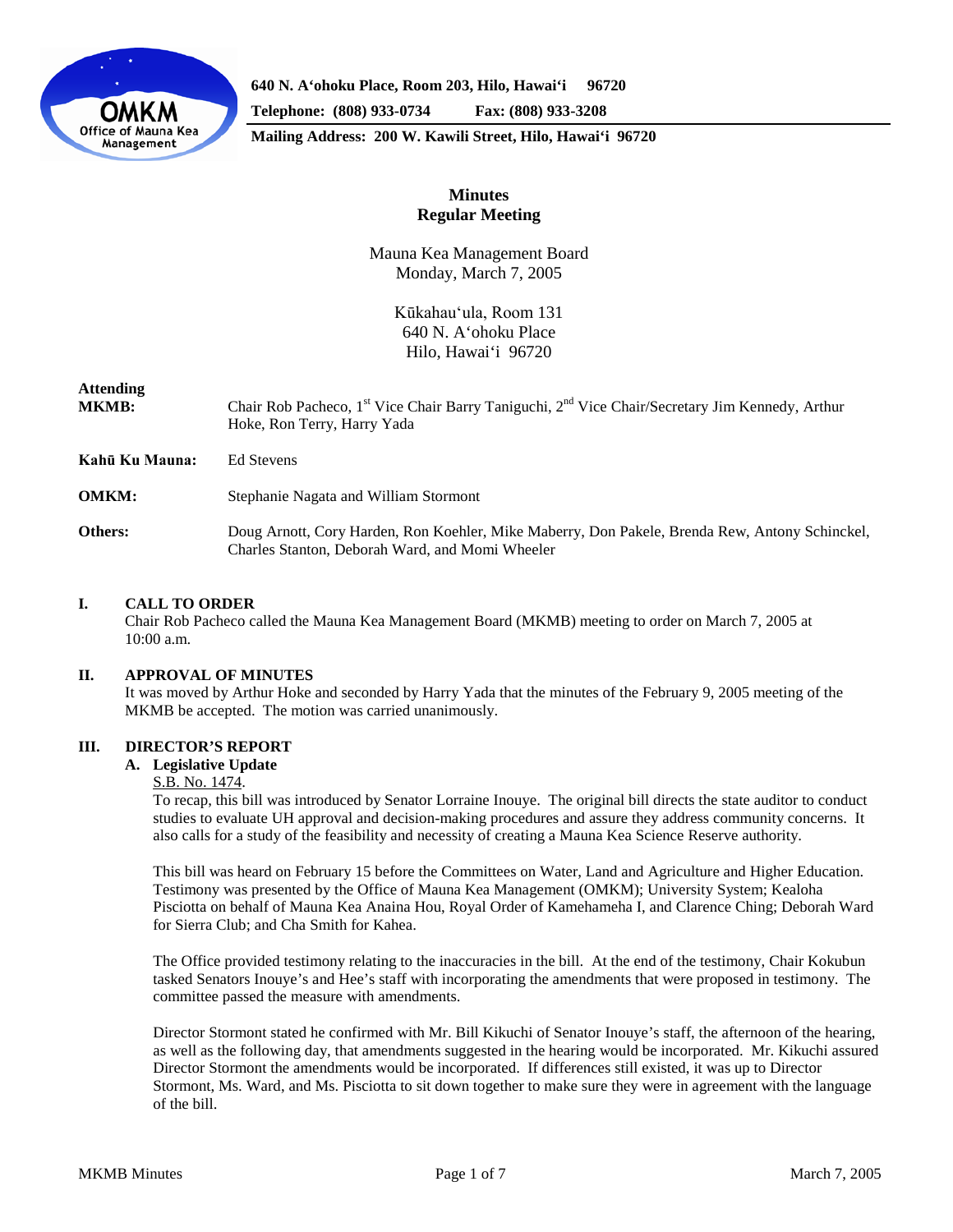640 N. Aʻohoku Place, Room 203, Hilo, Hawaiʻi 96720
Telephone: (808) 933-0734 Fax: (808) 933-3208
Mailing Address: 200 W. Kawili Street, Hilo, Hawaiʻi 96720

# Minutes
## Regular Meeting

Mauna Kea Management Board
Monday, March 7, 2005

Kūkahauʻula, Room 131
640 N. Aʻohoku Place
Hilo, Hawaiʻi 96720

**Attending**

**MKMB:** Chair Rob Pacheco, 1st Vice Chair Barry Taniguchi, 2nd Vice Chair/Secretary Jim Kennedy, Arthur Hoke, Ron Terry, Harry Yada

**Kahū Ku Mauna:** Ed Stevens

**OMKM:** Stephanie Nagata and William Stormont

**Others:** Doug Arnott, Cory Harden, Ron Koehler, Mike Maberry, Don Pakele, Brenda Rew, Antony Schinckel, Charles Stanton, Deborah Ward, and Momi Wheeler

## I. CALL TO ORDER

Chair Rob Pacheco called the Mauna Kea Management Board (MKMB) meeting to order on March 7, 2005 at 10:00 a.m.

## II. APPROVAL OF MINUTES

It was moved by Arthur Hoke and seconded by Harry Yada that the minutes of the February 9, 2005 meeting of the MKMB be accepted. The motion was carried unanimously.

## III. DIRECTOR'S REPORT

### A. Legislative Update

S.B. No. 1474.

To recap, this bill was introduced by Senator Lorraine Inouye. The original bill directs the state auditor to conduct studies to evaluate UH approval and decision-making procedures and assure they address community concerns. It also calls for a study of the feasibility and necessity of creating a Mauna Kea Science Reserve authority.

This bill was heard on February 15 before the Committees on Water, Land and Agriculture and Higher Education. Testimony was presented by the Office of Mauna Kea Management (OMKM); University System; Kealoha Pisciotta on behalf of Mauna Kea Anaina Hou, Royal Order of Kamehameha I, and Clarence Ching; Deborah Ward for Sierra Club; and Cha Smith for Kahea.

The Office provided testimony relating to the inaccuracies in the bill. At the end of the testimony, Chair Kokubun tasked Senators Inouye's and Hee's staff with incorporating the amendments that were proposed in testimony. The committee passed the measure with amendments.

Director Stormont stated he confirmed with Mr. Bill Kikuchi of Senator Inouye's staff, the afternoon of the hearing, as well as the following day, that amendments suggested in the hearing would be incorporated. Mr. Kikuchi assured Director Stormont the amendments would be incorporated. If differences still existed, it was up to Director Stormont, Ms. Ward, and Ms. Pisciotta to sit down together to make sure they were in agreement with the language of the bill.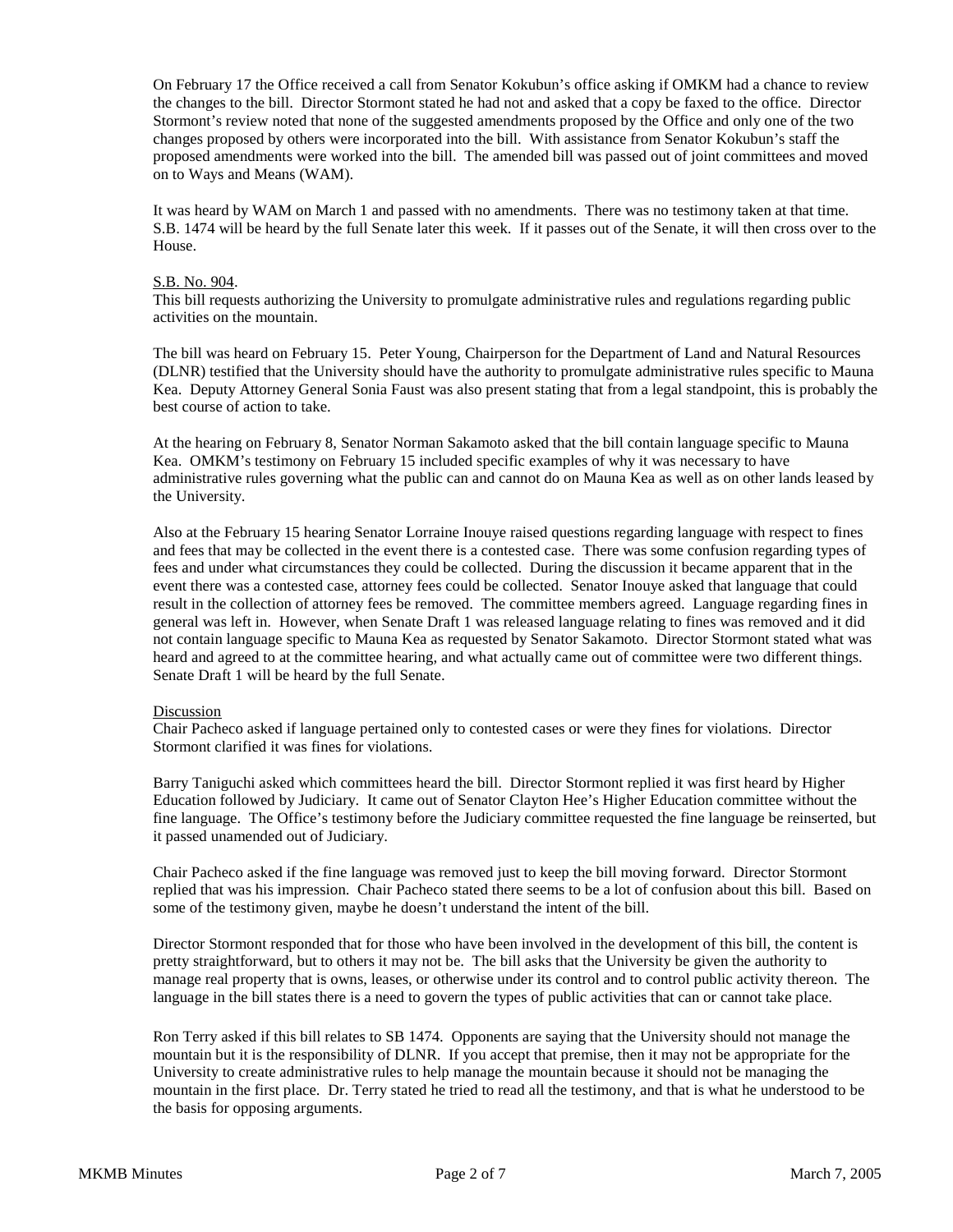On February 17 the Office received a call from Senator Kokubun's office asking if OMKM had a chance to review the changes to the bill. Director Stormont stated he had not and asked that a copy be faxed to the office. Director Stormont's review noted that none of the suggested amendments proposed by the Office and only one of the two changes proposed by others were incorporated into the bill. With assistance from Senator Kokubun's staff the proposed amendments were worked into the bill. The amended bill was passed out of joint committees and moved on to Ways and Means (WAM).

It was heard by WAM on March 1 and passed with no amendments. There was no testimony taken at that time. S.B. 1474 will be heard by the full Senate later this week. If it passes out of the Senate, it will then cross over to the House.

<u>S.B. No. 904</u>.
This bill requests authorizing the University to promulgate administrative rules and regulations regarding public activities on the mountain.

The bill was heard on February 15. Peter Young, Chairperson for the Department of Land and Natural Resources (DLNR) testified that the University should have the authority to promulgate administrative rules specific to Mauna Kea. Deputy Attorney General Sonia Faust was also present stating that from a legal standpoint, this is probably the best course of action to take.

At the hearing on February 8, Senator Norman Sakamoto asked that the bill contain language specific to Mauna Kea. OMKM's testimony on February 15 included specific examples of why it was necessary to have administrative rules governing what the public can and cannot do on Mauna Kea as well as on other lands leased by the University.

Also at the February 15 hearing Senator Lorraine Inouye raised questions regarding language with respect to fines and fees that may be collected in the event there is a contested case. There was some confusion regarding types of fees and under what circumstances they could be collected. During the discussion it became apparent that in the event there was a contested case, attorney fees could be collected. Senator Inouye asked that language that could result in the collection of attorney fees be removed. The committee members agreed. Language regarding fines in general was left in. However, when Senate Draft 1 was released language relating to fines was removed and it did not contain language specific to Mauna Kea as requested by Senator Sakamoto. Director Stormont stated what was heard and agreed to at the committee hearing, and what actually came out of committee were two different things. Senate Draft 1 will be heard by the full Senate.

<u>Discussion</u>
Chair Pacheco asked if language pertained only to contested cases or were they fines for violations. Director Stormont clarified it was fines for violations.

Barry Taniguchi asked which committees heard the bill. Director Stormont replied it was first heard by Higher Education followed by Judiciary. It came out of Senator Clayton Hee's Higher Education committee without the fine language. The Office's testimony before the Judiciary committee requested the fine language be reinserted, but it passed unamended out of Judiciary.

Chair Pacheco asked if the fine language was removed just to keep the bill moving forward. Director Stormont replied that was his impression. Chair Pacheco stated there seems to be a lot of confusion about this bill. Based on some of the testimony given, maybe he doesn't understand the intent of the bill.

Director Stormont responded that for those who have been involved in the development of this bill, the content is pretty straightforward, but to others it may not be. The bill asks that the University be given the authority to manage real property that is owns, leases, or otherwise under its control and to control public activity thereon. The language in the bill states there is a need to govern the types of public activities that can or cannot take place.

Ron Terry asked if this bill relates to SB 1474. Opponents are saying that the University should not manage the mountain but it is the responsibility of DLNR. If you accept that premise, then it may not be appropriate for the University to create administrative rules to help manage the mountain because it should not be managing the mountain in the first place. Dr. Terry stated he tried to read all the testimony, and that is what he understood to be the basis for opposing arguments.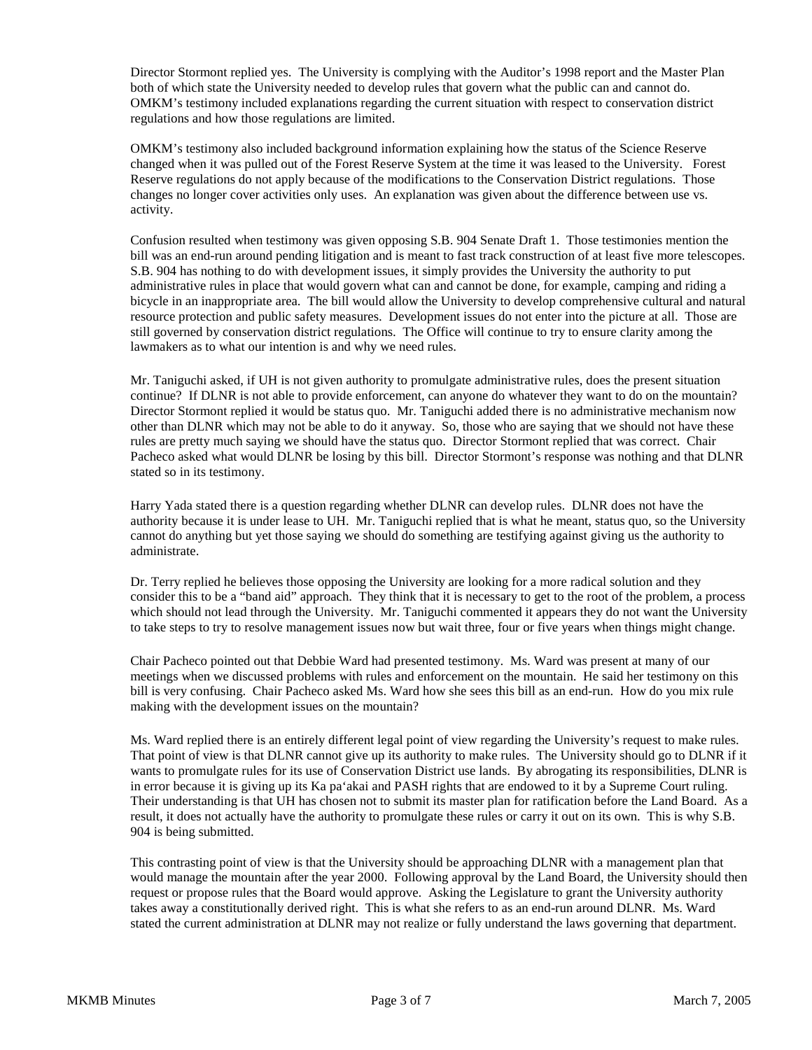Director Stormont replied yes. The University is complying with the Auditor's 1998 report and the Master Plan both of which state the University needed to develop rules that govern what the public can and cannot do. OMKM's testimony included explanations regarding the current situation with respect to conservation district regulations and how those regulations are limited.

OMKM's testimony also included background information explaining how the status of the Science Reserve changed when it was pulled out of the Forest Reserve System at the time it was leased to the University. Forest Reserve regulations do not apply because of the modifications to the Conservation District regulations. Those changes no longer cover activities only uses. An explanation was given about the difference between use vs. activity.

Confusion resulted when testimony was given opposing S.B. 904 Senate Draft 1. Those testimonies mention the bill was an end-run around pending litigation and is meant to fast track construction of at least five more telescopes. S.B. 904 has nothing to do with development issues, it simply provides the University the authority to put administrative rules in place that would govern what can and cannot be done, for example, camping and riding a bicycle in an inappropriate area. The bill would allow the University to develop comprehensive cultural and natural resource protection and public safety measures. Development issues do not enter into the picture at all. Those are still governed by conservation district regulations. The Office will continue to try to ensure clarity among the lawmakers as to what our intention is and why we need rules.

Mr. Taniguchi asked, if UH is not given authority to promulgate administrative rules, does the present situation continue? If DLNR is not able to provide enforcement, can anyone do whatever they want to do on the mountain? Director Stormont replied it would be status quo. Mr. Taniguchi added there is no administrative mechanism now other than DLNR which may not be able to do it anyway. So, those who are saying that we should not have these rules are pretty much saying we should have the status quo. Director Stormont replied that was correct. Chair Pacheco asked what would DLNR be losing by this bill. Director Stormont's response was nothing and that DLNR stated so in its testimony.

Harry Yada stated there is a question regarding whether DLNR can develop rules. DLNR does not have the authority because it is under lease to UH. Mr. Taniguchi replied that is what he meant, status quo, so the University cannot do anything but yet those saying we should do something are testifying against giving us the authority to administrate.

Dr. Terry replied he believes those opposing the University are looking for a more radical solution and they consider this to be a "band aid" approach. They think that it is necessary to get to the root of the problem, a process which should not lead through the University. Mr. Taniguchi commented it appears they do not want the University to take steps to try to resolve management issues now but wait three, four or five years when things might change.

Chair Pacheco pointed out that Debbie Ward had presented testimony. Ms. Ward was present at many of our meetings when we discussed problems with rules and enforcement on the mountain. He said her testimony on this bill is very confusing. Chair Pacheco asked Ms. Ward how she sees this bill as an end-run. How do you mix rule making with the development issues on the mountain?

Ms. Ward replied there is an entirely different legal point of view regarding the University's request to make rules. That point of view is that DLNR cannot give up its authority to make rules. The University should go to DLNR if it wants to promulgate rules for its use of Conservation District use lands. By abrogating its responsibilities, DLNR is in error because it is giving up its Ka pa'akai and PASH rights that are endowed to it by a Supreme Court ruling. Their understanding is that UH has chosen not to submit its master plan for ratification before the Land Board. As a result, it does not actually have the authority to promulgate these rules or carry it out on its own. This is why S.B. 904 is being submitted.

This contrasting point of view is that the University should be approaching DLNR with a management plan that would manage the mountain after the year 2000. Following approval by the Land Board, the University should then request or propose rules that the Board would approve. Asking the Legislature to grant the University authority takes away a constitutionally derived right. This is what she refers to as an end-run around DLNR. Ms. Ward stated the current administration at DLNR may not realize or fully understand the laws governing that department.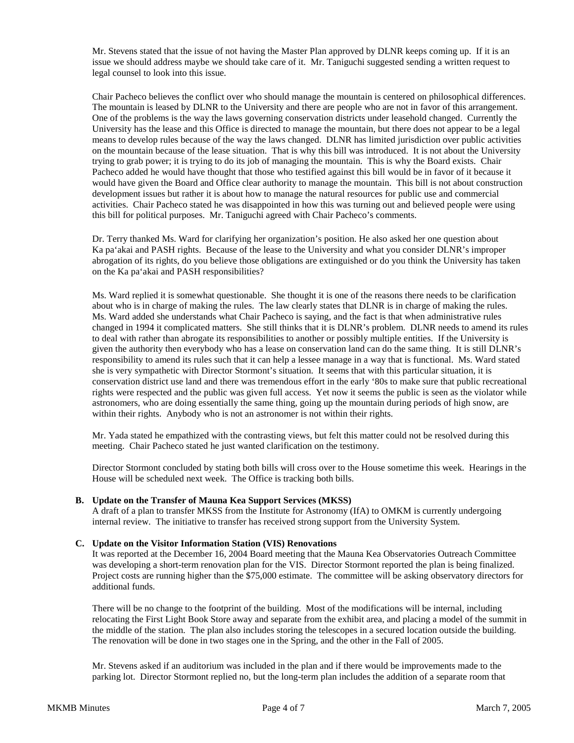Mr. Stevens stated that the issue of not having the Master Plan approved by DLNR keeps coming up. If it is an issue we should address maybe we should take care of it. Mr. Taniguchi suggested sending a written request to legal counsel to look into this issue.

Chair Pacheco believes the conflict over who should manage the mountain is centered on philosophical differences. The mountain is leased by DLNR to the University and there are people who are not in favor of this arrangement. One of the problems is the way the laws governing conservation districts under leasehold changed. Currently the University has the lease and this Office is directed to manage the mountain, but there does not appear to be a legal means to develop rules because of the way the laws changed. DLNR has limited jurisdiction over public activities on the mountain because of the lease situation. That is why this bill was introduced. It is not about the University trying to grab power; it is trying to do its job of managing the mountain. This is why the Board exists. Chair Pacheco added he would have thought that those who testified against this bill would be in favor of it because it would have given the Board and Office clear authority to manage the mountain. This bill is not about construction development issues but rather it is about how to manage the natural resources for public use and commercial activities. Chair Pacheco stated he was disappointed in how this was turning out and believed people were using this bill for political purposes. Mr. Taniguchi agreed with Chair Pacheco's comments.

Dr. Terry thanked Ms. Ward for clarifying her organization's position. He also asked her one question about Ka pa'akai and PASH rights. Because of the lease to the University and what you consider DLNR's improper abrogation of its rights, do you believe those obligations are extinguished or do you think the University has taken on the Ka pa'akai and PASH responsibilities?

Ms. Ward replied it is somewhat questionable. She thought it is one of the reasons there needs to be clarification about who is in charge of making the rules. The law clearly states that DLNR is in charge of making the rules. Ms. Ward added she understands what Chair Pacheco is saying, and the fact is that when administrative rules changed in 1994 it complicated matters. She still thinks that it is DLNR's problem. DLNR needs to amend its rules to deal with rather than abrogate its responsibilities to another or possibly multiple entities. If the University is given the authority then everybody who has a lease on conservation land can do the same thing. It is still DLNR's responsibility to amend its rules such that it can help a lessee manage in a way that is functional. Ms. Ward stated she is very sympathetic with Director Stormont's situation. It seems that with this particular situation, it is conservation district use land and there was tremendous effort in the early '80s to make sure that public recreational rights were respected and the public was given full access. Yet now it seems the public is seen as the violator while astronomers, who are doing essentially the same thing, going up the mountain during periods of high snow, are within their rights. Anybody who is not an astronomer is not within their rights.

Mr. Yada stated he empathized with the contrasting views, but felt this matter could not be resolved during this meeting. Chair Pacheco stated he just wanted clarification on the testimony.

Director Stormont concluded by stating both bills will cross over to the House sometime this week. Hearings in the House will be scheduled next week. The Office is tracking both bills.

**B. Update on the Transfer of Mauna Kea Support Services (MKSS)**

A draft of a plan to transfer MKSS from the Institute for Astronomy (IfA) to OMKM is currently undergoing internal review. The initiative to transfer has received strong support from the University System.

**C. Update on the Visitor Information Station (VIS) Renovations**

It was reported at the December 16, 2004 Board meeting that the Mauna Kea Observatories Outreach Committee was developing a short-term renovation plan for the VIS. Director Stormont reported the plan is being finalized. Project costs are running higher than the $75,000 estimate. The committee will be asking observatory directors for additional funds.

There will be no change to the footprint of the building. Most of the modifications will be internal, including relocating the First Light Book Store away and separate from the exhibit area, and placing a model of the summit in the middle of the station. The plan also includes storing the telescopes in a secured location outside the building. The renovation will be done in two stages one in the Spring, and the other in the Fall of 2005.

Mr. Stevens asked if an auditorium was included in the plan and if there would be improvements made to the parking lot. Director Stormont replied no, but the long-term plan includes the addition of a separate room that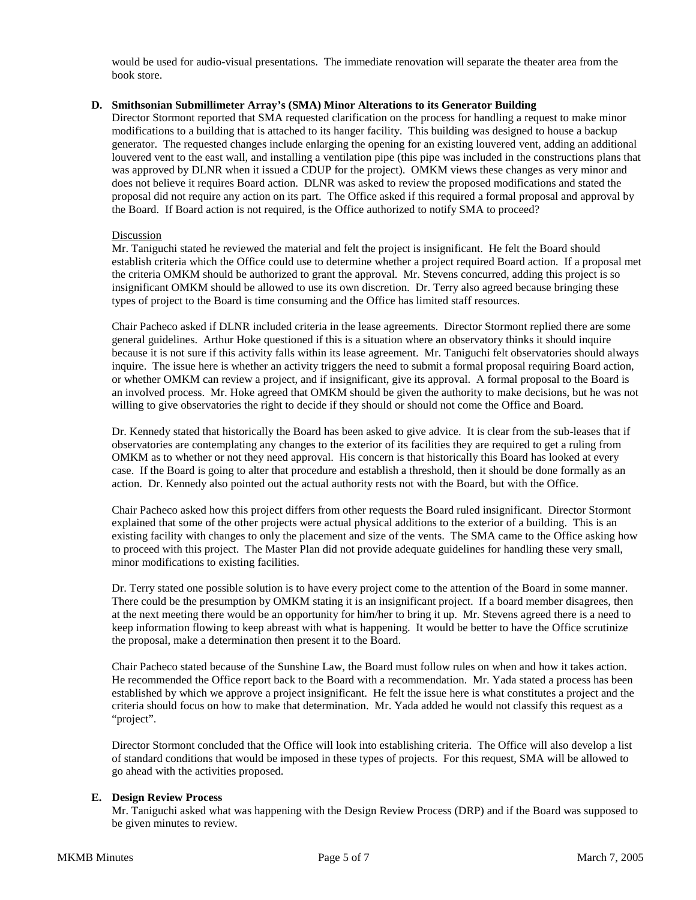would be used for audio-visual presentations. The immediate renovation will separate the theater area from the book store.

**D. Smithsonian Submillimeter Array's (SMA) Minor Alterations to its Generator Building**

Director Stormont reported that SMA requested clarification on the process for handling a request to make minor modifications to a building that is attached to its hanger facility. This building was designed to house a backup generator. The requested changes include enlarging the opening for an existing louvered vent, adding an additional louvered vent to the east wall, and installing a ventilation pipe (this pipe was included in the constructions plans that was approved by DLNR when it issued a CDUP for the project). OMKM views these changes as very minor and does not believe it requires Board action. DLNR was asked to review the proposed modifications and stated the proposal did not require any action on its part. The Office asked if this required a formal proposal and approval by the Board. If Board action is not required, is the Office authorized to notify SMA to proceed?

Discussion

Mr. Taniguchi stated he reviewed the material and felt the project is insignificant. He felt the Board should establish criteria which the Office could use to determine whether a project required Board action. If a proposal met the criteria OMKM should be authorized to grant the approval. Mr. Stevens concurred, adding this project is so insignificant OMKM should be allowed to use its own discretion. Dr. Terry also agreed because bringing these types of project to the Board is time consuming and the Office has limited staff resources.

Chair Pacheco asked if DLNR included criteria in the lease agreements. Director Stormont replied there are some general guidelines. Arthur Hoke questioned if this is a situation where an observatory thinks it should inquire because it is not sure if this activity falls within its lease agreement. Mr. Taniguchi felt observatories should always inquire. The issue here is whether an activity triggers the need to submit a formal proposal requiring Board action, or whether OMKM can review a project, and if insignificant, give its approval. A formal proposal to the Board is an involved process. Mr. Hoke agreed that OMKM should be given the authority to make decisions, but he was not willing to give observatories the right to decide if they should or should not come the Office and Board.

Dr. Kennedy stated that historically the Board has been asked to give advice. It is clear from the sub-leases that if observatories are contemplating any changes to the exterior of its facilities they are required to get a ruling from OMKM as to whether or not they need approval. His concern is that historically this Board has looked at every case. If the Board is going to alter that procedure and establish a threshold, then it should be done formally as an action. Dr. Kennedy also pointed out the actual authority rests not with the Board, but with the Office.

Chair Pacheco asked how this project differs from other requests the Board ruled insignificant. Director Stormont explained that some of the other projects were actual physical additions to the exterior of a building. This is an existing facility with changes to only the placement and size of the vents. The SMA came to the Office asking how to proceed with this project. The Master Plan did not provide adequate guidelines for handling these very small, minor modifications to existing facilities.

Dr. Terry stated one possible solution is to have every project come to the attention of the Board in some manner. There could be the presumption by OMKM stating it is an insignificant project. If a board member disagrees, then at the next meeting there would be an opportunity for him/her to bring it up. Mr. Stevens agreed there is a need to keep information flowing to keep abreast with what is happening. It would be better to have the Office scrutinize the proposal, make a determination then present it to the Board.

Chair Pacheco stated because of the Sunshine Law, the Board must follow rules on when and how it takes action. He recommended the Office report back to the Board with a recommendation. Mr. Yada stated a process has been established by which we approve a project insignificant. He felt the issue here is what constitutes a project and the criteria should focus on how to make that determination. Mr. Yada added he would not classify this request as a "project".

Director Stormont concluded that the Office will look into establishing criteria. The Office will also develop a list of standard conditions that would be imposed in these types of projects. For this request, SMA will be allowed to go ahead with the activities proposed.

**E. Design Review Process**

Mr. Taniguchi asked what was happening with the Design Review Process (DRP) and if the Board was supposed to be given minutes to review.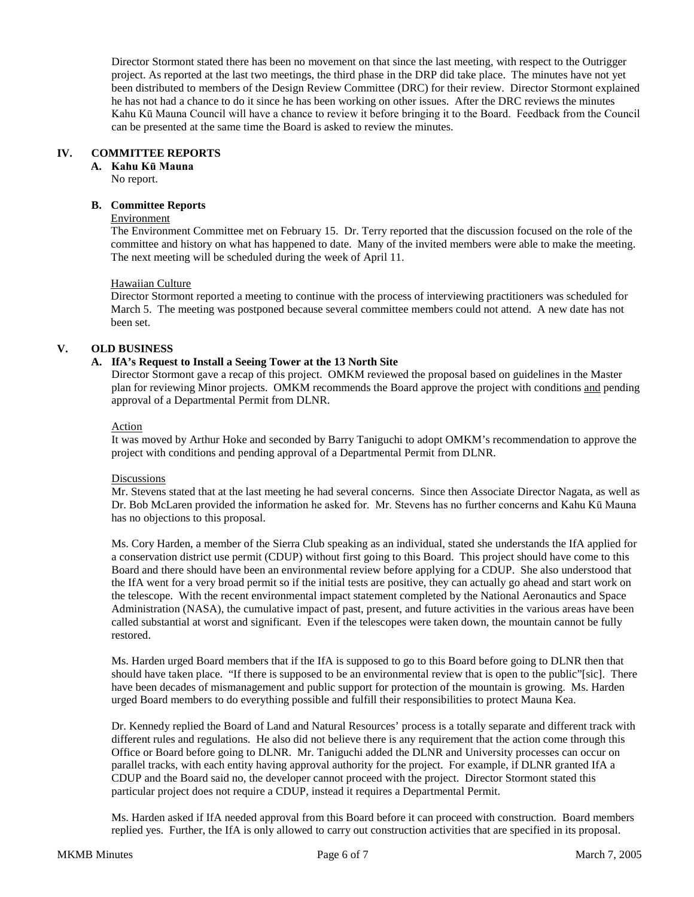Director Stormont stated there has been no movement on that since the last meeting, with respect to the Outrigger project. As reported at the last two meetings, the third phase in the DRP did take place. The minutes have not yet been distributed to members of the Design Review Committee (DRC) for their review. Director Stormont explained he has not had a chance to do it since he has been working on other issues. After the DRC reviews the minutes Kahu Kū Mauna Council will have a chance to review it before bringing it to the Board. Feedback from the Council can be presented at the same time the Board is asked to review the minutes.

## IV. COMMITTEE REPORTS

### A. Kahu Kū Mauna

No report.

### B. Committee Reports

Environment

The Environment Committee met on February 15. Dr. Terry reported that the discussion focused on the role of the committee and history on what has happened to date. Many of the invited members were able to make the meeting. The next meeting will be scheduled during the week of April 11.

Hawaiian Culture

Director Stormont reported a meeting to continue with the process of interviewing practitioners was scheduled for March 5. The meeting was postponed because several committee members could not attend. A new date has not been set.

## V. OLD BUSINESS

### A. IfA's Request to Install a Seeing Tower at the 13 North Site

Director Stormont gave a recap of this project. OMKM reviewed the proposal based on guidelines in the Master plan for reviewing Minor projects. OMKM recommends the Board approve the project with conditions and pending approval of a Departmental Permit from DLNR.

Action

It was moved by Arthur Hoke and seconded by Barry Taniguchi to adopt OMKM's recommendation to approve the project with conditions and pending approval of a Departmental Permit from DLNR.

Discussions

Mr. Stevens stated that at the last meeting he had several concerns. Since then Associate Director Nagata, as well as Dr. Bob McLaren provided the information he asked for. Mr. Stevens has no further concerns and Kahu Kū Mauna has no objections to this proposal.

Ms. Cory Harden, a member of the Sierra Club speaking as an individual, stated she understands the IfA applied for a conservation district use permit (CDUP) without first going to this Board. This project should have come to this Board and there should have been an environmental review before applying for a CDUP. She also understood that the IfA went for a very broad permit so if the initial tests are positive, they can actually go ahead and start work on the telescope. With the recent environmental impact statement completed by the National Aeronautics and Space Administration (NASA), the cumulative impact of past, present, and future activities in the various areas have been called substantial at worst and significant. Even if the telescopes were taken down, the mountain cannot be fully restored.

Ms. Harden urged Board members that if the IfA is supposed to go to this Board before going to DLNR then that should have taken place. "If there is supposed to be an environmental review that is open to the public"[sic]. There have been decades of mismanagement and public support for protection of the mountain is growing. Ms. Harden urged Board members to do everything possible and fulfill their responsibilities to protect Mauna Kea.

Dr. Kennedy replied the Board of Land and Natural Resources' process is a totally separate and different track with different rules and regulations. He also did not believe there is any requirement that the action come through this Office or Board before going to DLNR. Mr. Taniguchi added the DLNR and University processes can occur on parallel tracks, with each entity having approval authority for the project. For example, if DLNR granted IfA a CDUP and the Board said no, the developer cannot proceed with the project. Director Stormont stated this particular project does not require a CDUP, instead it requires a Departmental Permit.

Ms. Harden asked if IfA needed approval from this Board before it can proceed with construction. Board members replied yes. Further, the IfA is only allowed to carry out construction activities that are specified in its proposal.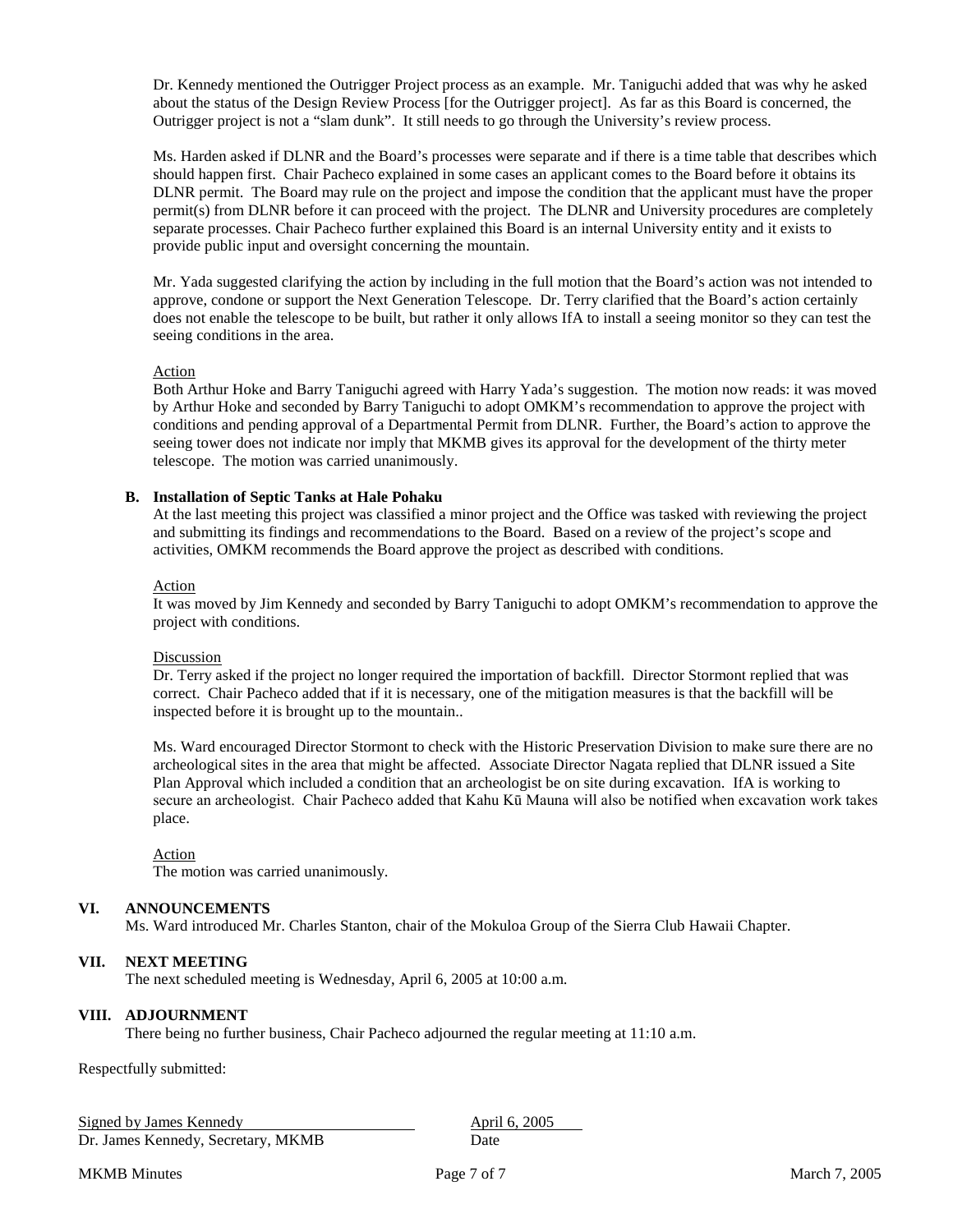Dr. Kennedy mentioned the Outrigger Project process as an example. Mr. Taniguchi added that was why he asked about the status of the Design Review Process [for the Outrigger project]. As far as this Board is concerned, the Outrigger project is not a "slam dunk". It still needs to go through the University's review process.

Ms. Harden asked if DLNR and the Board's processes were separate and if there is a time table that describes which should happen first. Chair Pacheco explained in some cases an applicant comes to the Board before it obtains its DLNR permit. The Board may rule on the project and impose the condition that the applicant must have the proper permit(s) from DLNR before it can proceed with the project. The DLNR and University procedures are completely separate processes. Chair Pacheco further explained this Board is an internal University entity and it exists to provide public input and oversight concerning the mountain.

Mr. Yada suggested clarifying the action by including in the full motion that the Board's action was not intended to approve, condone or support the Next Generation Telescope. Dr. Terry clarified that the Board's action certainly does not enable the telescope to be built, but rather it only allows IfA to install a seeing monitor so they can test the seeing conditions in the area.

Action
Both Arthur Hoke and Barry Taniguchi agreed with Harry Yada's suggestion. The motion now reads: it was moved by Arthur Hoke and seconded by Barry Taniguchi to adopt OMKM's recommendation to approve the project with conditions and pending approval of a Departmental Permit from DLNR. Further, the Board's action to approve the seeing tower does not indicate nor imply that MKMB gives its approval for the development of the thirty meter telescope. The motion was carried unanimously.

**B. Installation of Septic Tanks at Hale Pohaku**

At the last meeting this project was classified a minor project and the Office was tasked with reviewing the project and submitting its findings and recommendations to the Board. Based on a review of the project's scope and activities, OMKM recommends the Board approve the project as described with conditions.

Action
It was moved by Jim Kennedy and seconded by Barry Taniguchi to adopt OMKM's recommendation to approve the project with conditions.

Discussion
Dr. Terry asked if the project no longer required the importation of backfill. Director Stormont replied that was correct. Chair Pacheco added that if it is necessary, one of the mitigation measures is that the backfill will be inspected before it is brought up to the mountain..

Ms. Ward encouraged Director Stormont to check with the Historic Preservation Division to make sure there are no archeological sites in the area that might be affected. Associate Director Nagata replied that DLNR issued a Site Plan Approval which included a condition that an archeologist be on site during excavation. IfA is working to secure an archeologist. Chair Pacheco added that Kahu Kū Mauna will also be notified when excavation work takes place.

Action
The motion was carried unanimously.

## VI. ANNOUNCEMENTS

Ms. Ward introduced Mr. Charles Stanton, chair of the Mokuloa Group of the Sierra Club Hawaii Chapter.

## VII. NEXT MEETING

The next scheduled meeting is Wednesday, April 6, 2005 at 10:00 a.m.

## VIII. ADJOURNMENT

There being no further business, Chair Pacheco adjourned the regular meeting at 11:10 a.m.

Respectfully submitted:

Signed by James Kennedy — April 6, 2005
Dr. James Kennedy, Secretary, MKMB — Date